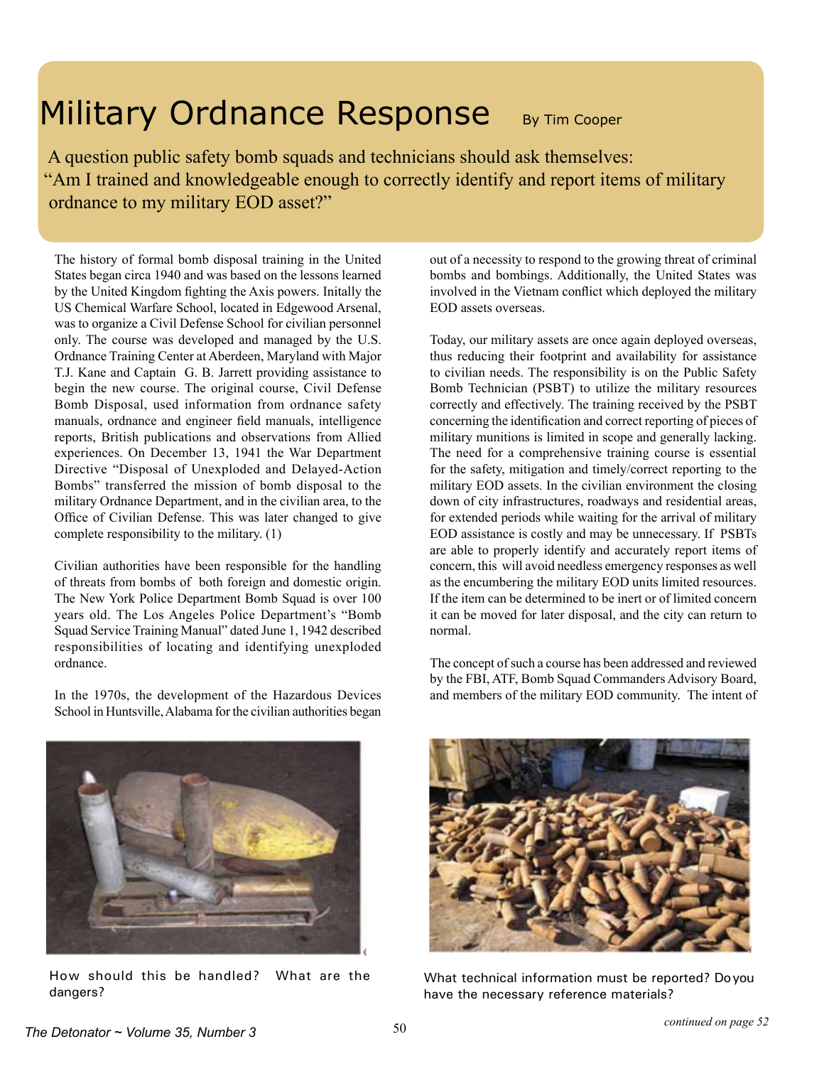# Military Ordnance Response

By Tim Cooper

A question public safety bomb squads and technicians should ask themselves: "Am I trained and knowledgeable enough to correctly identify and report items of military ordnance to my military EOD asset?"

The history of formal bomb disposal training in the United States began circa 1940 and was based on the lessons learned by the United Kingdom fighting the Axis powers. Initally the US Chemical Warfare School, located in Edgewood Arsenal, was to organize a Civil Defense School for civilian personnel only. The course was developed and managed by the U.S. Ordnance Training Center at Aberdeen, Maryland with Major T.J. Kane and Captain G. B. Jarrett providing assistance to begin the new course. The original course, Civil Defense Bomb Disposal, used information from ordnance safety manuals, ordnance and engineer field manuals, intelligence reports, British publications and observations from Allied experiences. On December 13, 1941 the War Department Directive "Disposal of Unexploded and Delayed-Action Bombs" transferred the mission of bomb disposal to the military Ordnance Department, and in the civilian area, to the Office of Civilian Defense. This was later changed to give complete responsibility to the military. (1)

Civilian authorities have been responsible for the handling of threats from bombs of both foreign and domestic origin. The New York Police Department Bomb Squad is over 100 years old. The Los Angeles Police Department's "Bomb Squad Service Training Manual" dated June 1, 1942 described responsibilities of locating and identifying unexploded ordnance.

In the 1970s, the development of the Hazardous Devices School in Huntsville, Alabama for the civilian authorities began out of a necessity to respond to the growing threat of criminal bombs and bombings. Additionally, the United States was involved in the Vietnam conflict which deployed the military EOD assets overseas.

Today, our military assets are once again deployed overseas, thus reducing their footprint and availability for assistance to civilian needs. The responsibility is on the Public Safety Bomb Technician (PSBT) to utilize the military resources correctly and effectively. The training received by the PSBT concerning the identification and correct reporting of pieces of military munitions is limited in scope and generally lacking. The need for a comprehensive training course is essential for the safety, mitigation and timely/correct reporting to the military EOD assets. In the civilian environment the closing down of city infrastructures, roadways and residential areas, for extended periods while waiting for the arrival of military EOD assistance is costly and may be unnecessary. If PSBTs are able to properly identify and accurately report items of concern, this will avoid needless emergency responses as well as the encumbering the military EOD units limited resources. If the item can be determined to be inert or of limited concern it can be moved for later disposal, and the city can return to normal.

The concept of such a course has been addressed and reviewed by the FBI, ATF, Bomb Squad Commanders Advisory Board, and members of the military EOD community. The intent of

How should this be handled? What are the dangers?

What technical information must be reported? Do you have the necessary reference materials?

*continued on page 52*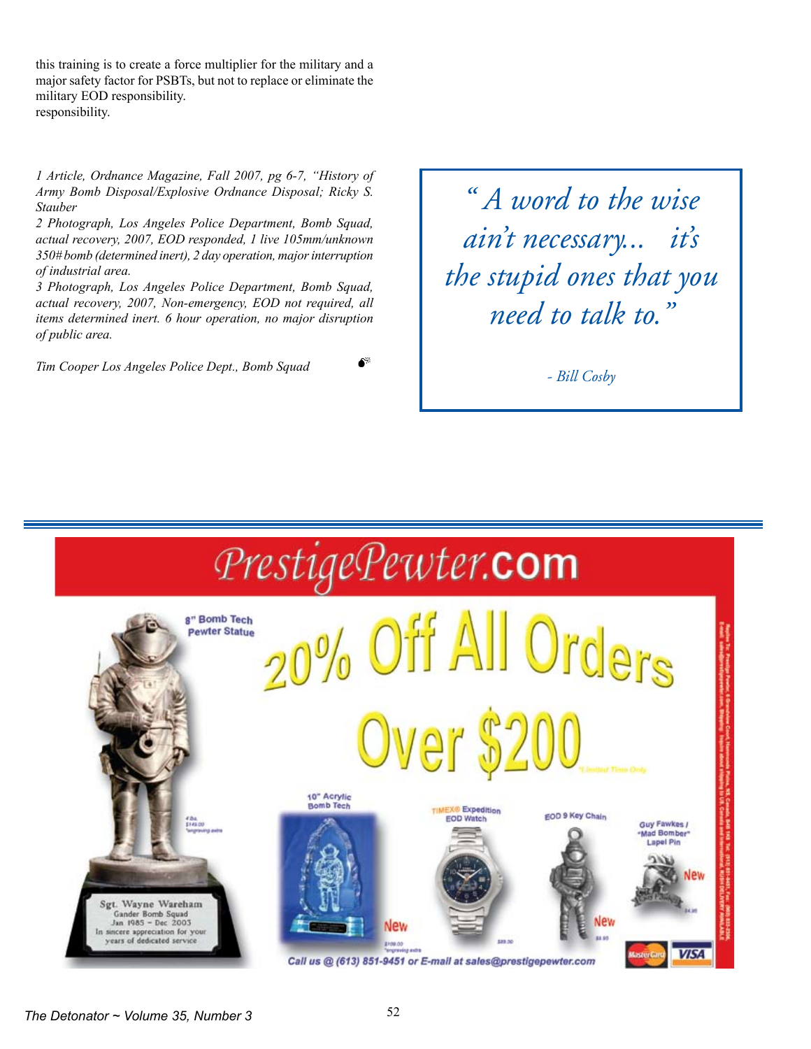this training is to create a force multiplier for the military and a major safety factor for PSBTs, but not to replace or eliminate the military EOD responsibility.
responsibility.

*1 Article, Ordnance Magazine, Fall 2007, pg 6-7, "History of Army Bomb Disposal/Explosive Ordnance Disposal; Ricky S. Stauber*

*2 Photograph, Los Angeles Police Department, Bomb Squad, actual recovery, 2007, EOD responded, 1 live 105mm/unknown 350# bomb (determined inert), 2 day operation, major interruption of industrial area.*

*3 Photograph, Los Angeles Police Department, Bomb Squad, actual recovery, 2007, Non-emergency, EOD not required, all items determined inert. 6 hour operation, no major disruption of public area.*

*Tim Cooper Los Angeles Police Dept., Bomb Squad*

> *" A word to the wise ain't necessary... it's the stupid ones that you need to talk to."*
>
> *- Bill Cosby*

# PrestigePewter.com

## 20% Off All Orders Over $200

*Limited Time Only

8" Bomb Tech Pewter Statue

10" Acrylic Bomb Tech

New

TIMEX® Expedition EOD Watch

EOD 9 Key Chain

New

Guy Fawkes / "Mad Bomber" Lapel Pin

New

Sgt. Wayne Wareham
Gander Bomb Squad
Jan 1985 – Dec 2003
In sincere appreciation for your years of dedicated service

Call us @ (613) 851-9451 or E-mail at sales@prestigepewter.com